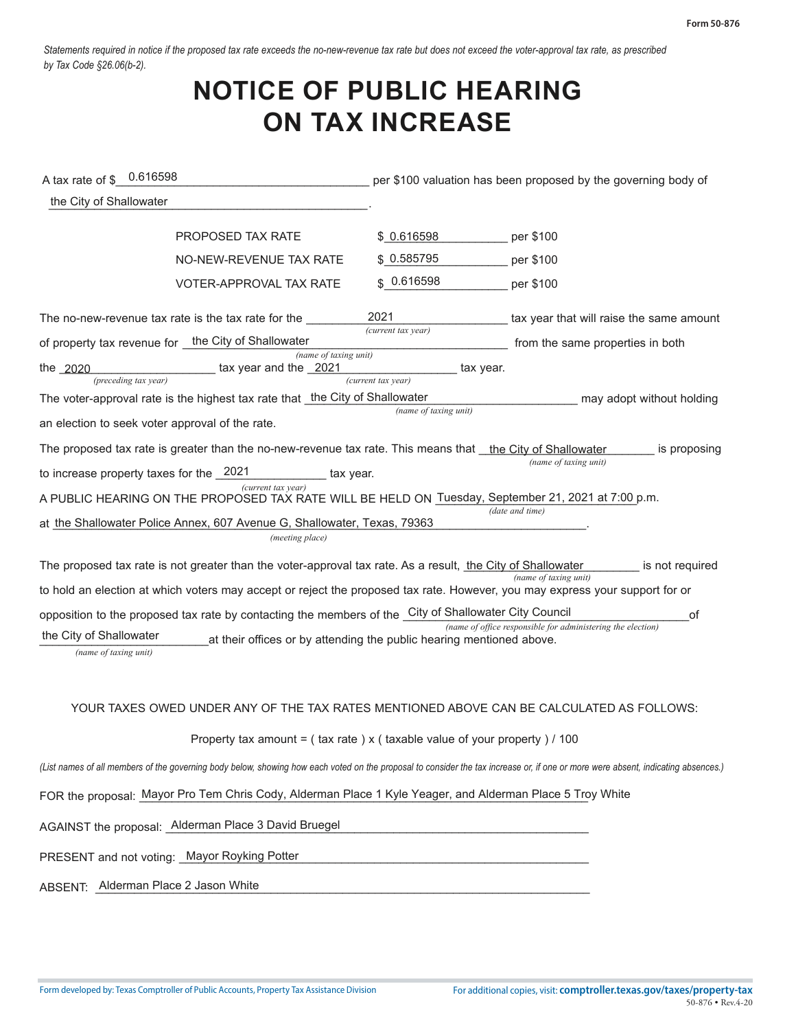Form 50-876

*Statements required in notice if the proposed tax rate exceeds the no-new-revenue tax rate but does not exceed the voter-approval tax rate, as prescribed by Tax Code §26.06(b-2).*

# NOTICE OF PUBLIC HEARING ON TAX INCREASE

A tax rate of $ 0.616598 per $100 valuation has been proposed by the governing body of the City of Shallowater.

| | | |
|---|---|---|
| PROPOSED TAX RATE | $ 0.616598 | per $100 |
| NO-NEW-REVENUE TAX RATE | $ 0.585795 | per $100 |
| VOTER-APPROVAL TAX RATE | $ 0.616598 | per $100 |

The no-new-revenue tax rate is the tax rate for the 2021 *(current tax year)* tax year that will raise the same amount of property tax revenue for the City of Shallowater *(name of taxing unit)* from the same properties in both the 2020 *(preceding tax year)* tax year and the 2021 *(current tax year)* tax year.

The voter-approval rate is the highest tax rate that the City of Shallowater *(name of taxing unit)* may adopt without holding an election to seek voter approval of the rate.

The proposed tax rate is greater than the no-new-revenue tax rate. This means that the City of Shallowater *(name of taxing unit)* is proposing to increase property taxes for the 2021 *(current tax year)* tax year.

A PUBLIC HEARING ON THE PROPOSED TAX RATE WILL BE HELD ON Tuesday, September 21, 2021 at 7:00 p.m. *(date and time)* at the Shallowater Police Annex, 607 Avenue G, Shallowater, Texas, 79363 *(meeting place)*.

The proposed tax rate is not greater than the voter-approval tax rate. As a result, the City of Shallowater *(name of taxing unit)* is not required to hold an election at which voters may accept or reject the proposed tax rate. However, you may express your support for or opposition to the proposed tax rate by contacting the members of the City of Shallowater City Council *(name of office responsible for administering the election)* of the City of Shallowater *(name of taxing unit)* at their offices or by attending the public hearing mentioned above.

YOUR TAXES OWED UNDER ANY OF THE TAX RATES MENTIONED ABOVE CAN BE CALCULATED AS FOLLOWS:

Property tax amount = ( tax rate ) x ( taxable value of your property ) / 100

*(List names of all members of the governing body below, showing how each voted on the proposal to consider the tax increase or, if one or more were absent, indicating absences.)*

FOR the proposal: Mayor Pro Tem Chris Cody, Alderman Place 1 Kyle Yeager, and Alderman Place 5 Troy White

AGAINST the proposal: Alderman Place 3 David Bruegel

PRESENT and not voting: Mayor Royking Potter

ABSENT: Alderman Place 2 Jason White

Form developed by: Texas Comptroller of Public Accounts, Property Tax Assistance Division

For additional copies, visit: **comptroller.texas.gov/taxes/property-tax**

50-876 • Rev.4-20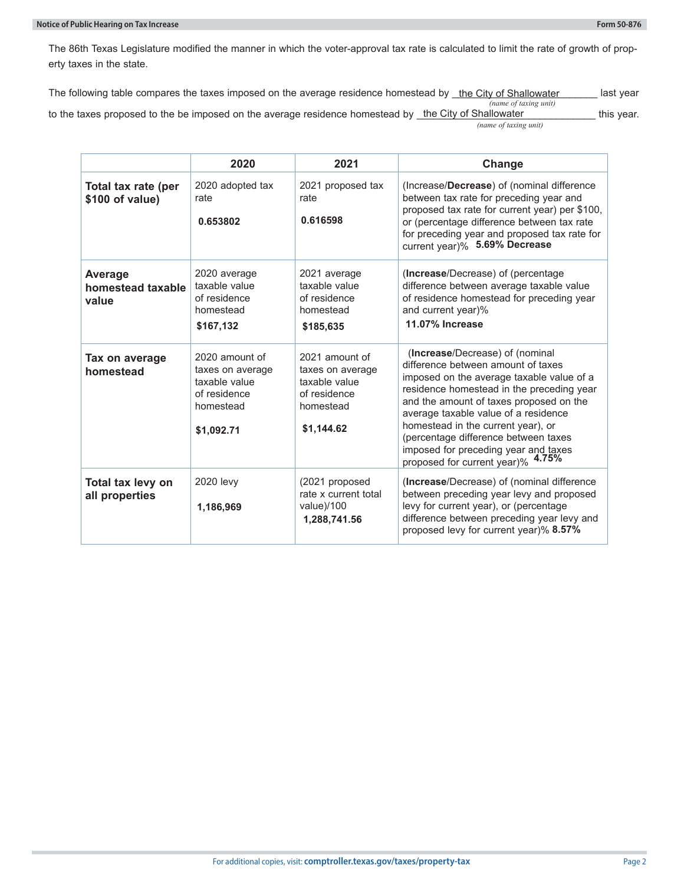The 86th Texas Legislature modified the manner in which the voter-approval tax rate is calculated to limit the rate of growth of property taxes in the state.

The following table compares the taxes imposed on the average residence homestead by the City of Shallowater *(name of taxing unit)* last year to the taxes proposed to the be imposed on the average residence homestead by the City of Shallowater *(name of taxing unit)* this year.

| | 2020 | 2021 | Change |
|---|---|---|---|
| **Total tax rate (per $100 of value)** | 2020 adopted tax rate **0.653802** | 2021 proposed tax rate **0.616598** | (Increase/**Decrease**) of (nominal difference between tax rate for preceding year and proposed tax rate for current year) per $100, or (percentage difference between tax rate for preceding year and proposed tax rate for current year)% **5.69% Decrease** |
| **Average homestead taxable value** | 2020 average taxable value of residence homestead **$167,132** | 2021 average taxable value of residence homestead **$185,635** | (**Increase**/Decrease) of (percentage difference between average taxable value of residence homestead for preceding year and current year)% **11.07% Increase** |
| **Tax on average homestead** | 2020 amount of taxes on average taxable value of residence homestead **$1,092.71** | 2021 amount of taxes on average taxable value of residence homestead **$1,144.62** | (**Increase**/Decrease) of (nominal difference between amount of taxes imposed on the average taxable value of a residence homestead in the preceding year and the amount of taxes proposed on the average taxable value of a residence homestead in the current year), or (percentage difference between taxes imposed for preceding year and taxes proposed for current year)% **4.75%** |
| **Total tax levy on all properties** | 2020 levy **1,186,969** | (2021 proposed rate x current total value)/100 **1,288,741.56** | (**Increase**/Decrease) of (nominal difference between preceding year levy and proposed levy for current year), or (percentage difference between preceding year levy and proposed levy for current year)% **8.57%** |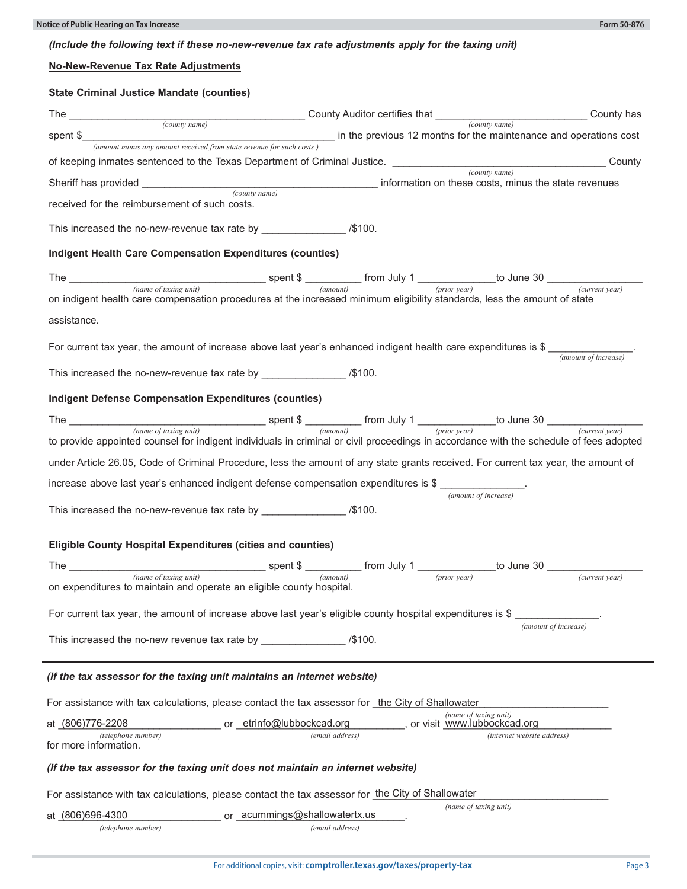*(Include the following text if these no-new-revenue tax rate adjustments apply for the taxing unit)*

**No-New-Revenue Tax Rate Adjustments**

**State Criminal Justice Mandate (counties)**

The ________________________ *(county name)* County Auditor certifies that ________________________ *(county name)* County has spent $________________________ *(amount minus any amount received from state revenue for such costs)* in the previous 12 months for the maintenance and operations cost of keeping inmates sentenced to the Texas Department of Criminal Justice. ________________________ *(county name)* County Sheriff has provided ________________________ *(county name)* information on these costs, minus the state revenues received for the reimbursement of such costs.

This increased the no-new-revenue tax rate by ______________ /$100.

**Indigent Health Care Compensation Expenditures (counties)**

The ________________________ *(name of taxing unit)* spent $ __________ *(amount)* from July 1 ____________ *(prior year)* to June 30 ______________ *(current year)* on indigent health care compensation procedures at the increased minimum eligibility standards, less the amount of state assistance.

For current tax year, the amount of increase above last year's enhanced indigent health care expenditures is $ ______________ *(amount of increase)*.

This increased the no-new-revenue tax rate by ______________ /$100.

**Indigent Defense Compensation Expenditures (counties)**

The ________________________ *(name of taxing unit)* spent $ __________ *(amount)* from July 1 ____________ *(prior year)* to June 30 ______________ *(current year)* to provide appointed counsel for indigent individuals in criminal or civil proceedings in accordance with the schedule of fees adopted under Article 26.05, Code of Criminal Procedure, less the amount of any state grants received. For current tax year, the amount of increase above last year's enhanced indigent defense compensation expenditures is $ ______________ *(amount of increase)*.

This increased the no-new-revenue tax rate by ______________ /$100.

**Eligible County Hospital Expenditures (cities and counties)**

The ________________________ *(name of taxing unit)* spent $ __________ *(amount)* from July 1 ____________ *(prior year)* to June 30 ______________ *(current year)* on expenditures to maintain and operate an eligible county hospital.

For current tax year, the amount of increase above last year's eligible county hospital expenditures is $ ______________ *(amount of increase)*.

This increased the no-new revenue tax rate by ______________ /$100.

---

*(If the tax assessor for the taxing unit maintains an internet website)*

For assistance with tax calculations, please contact the tax assessor for the City of Shallowater *(name of taxing unit)* at (806)776-2208 *(telephone number)* or etrinfo@lubbockcad.org *(email address)*, or visit www.lubbockcad.org *(internet website address)* for more information.

*(If the tax assessor for the taxing unit does not maintain an internet website)*

For assistance with tax calculations, please contact the tax assessor for the City of Shallowater *(name of taxing unit)* at (806)696-4300 *(telephone number)* or acummings@shallowatertx.us *(email address)*.